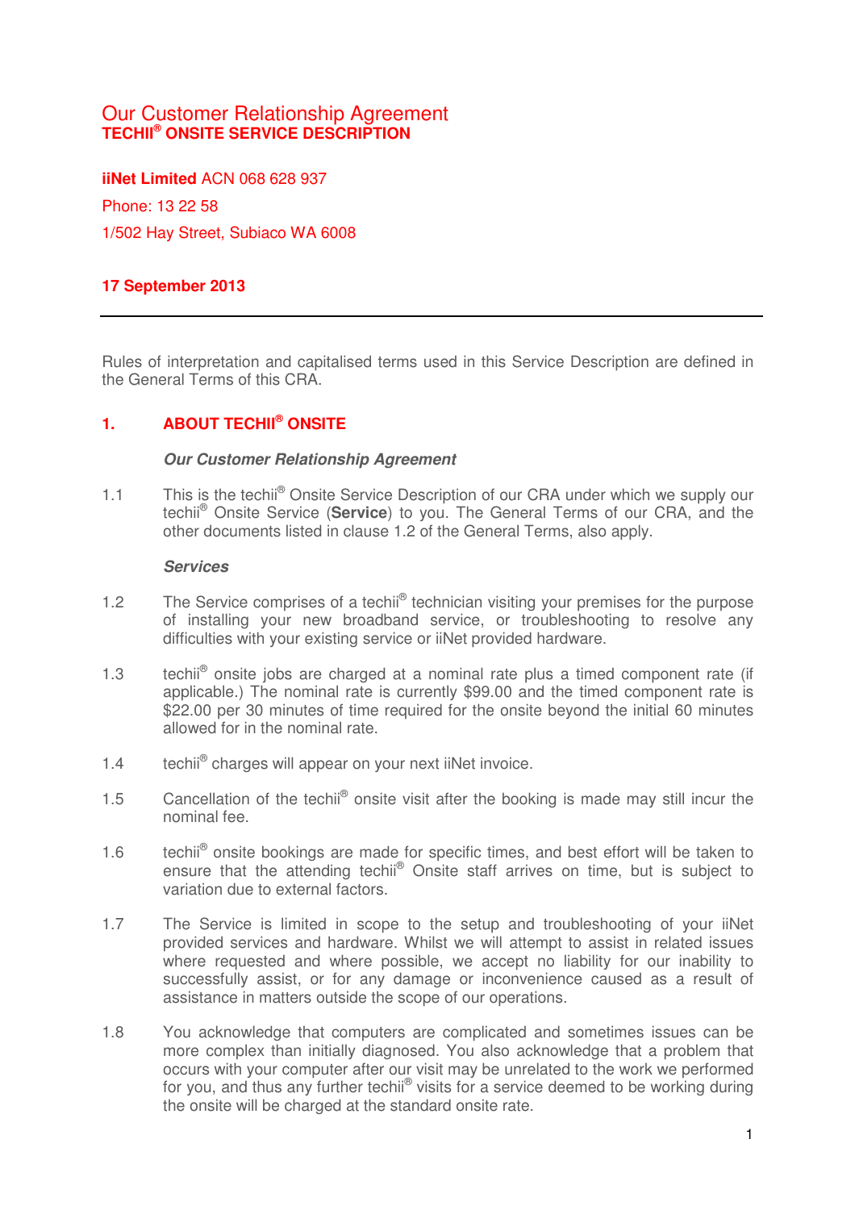# Our Customer Relationship Agreement
## TECHII® ONSITE SERVICE DESCRIPTION

**iiNet Limited** ACN 068 628 937

Phone: 13 22 58

1/502 Hay Street, Subiaco WA 6008

**17 September 2013**

---

Rules of interpretation and capitalised terms used in this Service Description are defined in the General Terms of this CRA.

## 1. ABOUT TECHII® ONSITE

***Our Customer Relationship Agreement***

1.1 This is the techii® Onsite Service Description of our CRA under which we supply our techii® Onsite Service (**Service**) to you. The General Terms of our CRA, and the other documents listed in clause 1.2 of the General Terms, also apply.

***Services***

1.2 The Service comprises of a techii® technician visiting your premises for the purpose of installing your new broadband service, or troubleshooting to resolve any difficulties with your existing service or iiNet provided hardware.

1.3 techii® onsite jobs are charged at a nominal rate plus a timed component rate (if applicable.) The nominal rate is currently $99.00 and the timed component rate is $22.00 per 30 minutes of time required for the onsite beyond the initial 60 minutes allowed for in the nominal rate.

1.4 techii® charges will appear on your next iiNet invoice.

1.5 Cancellation of the techii® onsite visit after the booking is made may still incur the nominal fee.

1.6 techii® onsite bookings are made for specific times, and best effort will be taken to ensure that the attending techii® Onsite staff arrives on time, but is subject to variation due to external factors.

1.7 The Service is limited in scope to the setup and troubleshooting of your iiNet provided services and hardware. Whilst we will attempt to assist in related issues where requested and where possible, we accept no liability for our inability to successfully assist, or for any damage or inconvenience caused as a result of assistance in matters outside the scope of our operations.

1.8 You acknowledge that computers are complicated and sometimes issues can be more complex than initially diagnosed. You also acknowledge that a problem that occurs with your computer after our visit may be unrelated to the work we performed for you, and thus any further techii® visits for a service deemed to be working during the onsite will be charged at the standard onsite rate.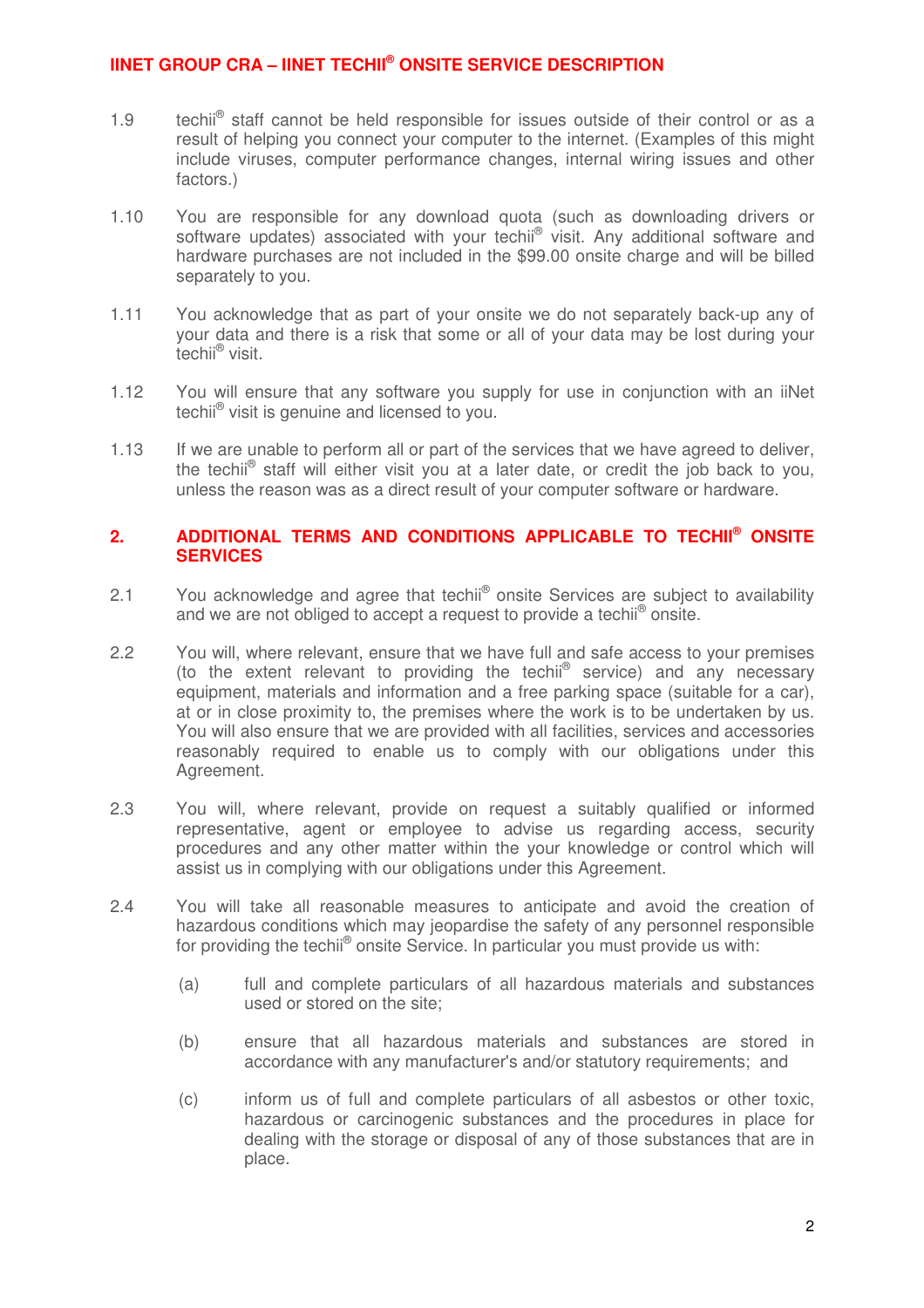1.9 techii® staff cannot be held responsible for issues outside of their control or as a result of helping you connect your computer to the internet. (Examples of this might include viruses, computer performance changes, internal wiring issues and other factors.)

1.10 You are responsible for any download quota (such as downloading drivers or software updates) associated with your techii® visit. Any additional software and hardware purchases are not included in the $99.00 onsite charge and will be billed separately to you.

1.11 You acknowledge that as part of your onsite we do not separately back-up any of your data and there is a risk that some or all of your data may be lost during your techii® visit.

1.12 You will ensure that any software you supply for use in conjunction with an iiNet techii® visit is genuine and licensed to you.

1.13 If we are unable to perform all or part of the services that we have agreed to deliver, the techii® staff will either visit you at a later date, or credit the job back to you, unless the reason was as a direct result of your computer software or hardware.

## 2. ADDITIONAL TERMS AND CONDITIONS APPLICABLE TO TECHII® ONSITE SERVICES

2.1 You acknowledge and agree that techii® onsite Services are subject to availability and we are not obliged to accept a request to provide a techii® onsite.

2.2 You will, where relevant, ensure that we have full and safe access to your premises (to the extent relevant to providing the techii® service) and any necessary equipment, materials and information and a free parking space (suitable for a car), at or in close proximity to, the premises where the work is to be undertaken by us. You will also ensure that we are provided with all facilities, services and accessories reasonably required to enable us to comply with our obligations under this Agreement.

2.3 You will, where relevant, provide on request a suitably qualified or informed representative, agent or employee to advise us regarding access, security procedures and any other matter within the your knowledge or control which will assist us in complying with our obligations under this Agreement.

2.4 You will take all reasonable measures to anticipate and avoid the creation of hazardous conditions which may jeopardise the safety of any personnel responsible for providing the techii® onsite Service. In particular you must provide us with:

(a) full and complete particulars of all hazardous materials and substances used or stored on the site;

(b) ensure that all hazardous materials and substances are stored in accordance with any manufacturer's and/or statutory requirements; and

(c) inform us of full and complete particulars of all asbestos or other toxic, hazardous or carcinogenic substances and the procedures in place for dealing with the storage or disposal of any of those substances that are in place.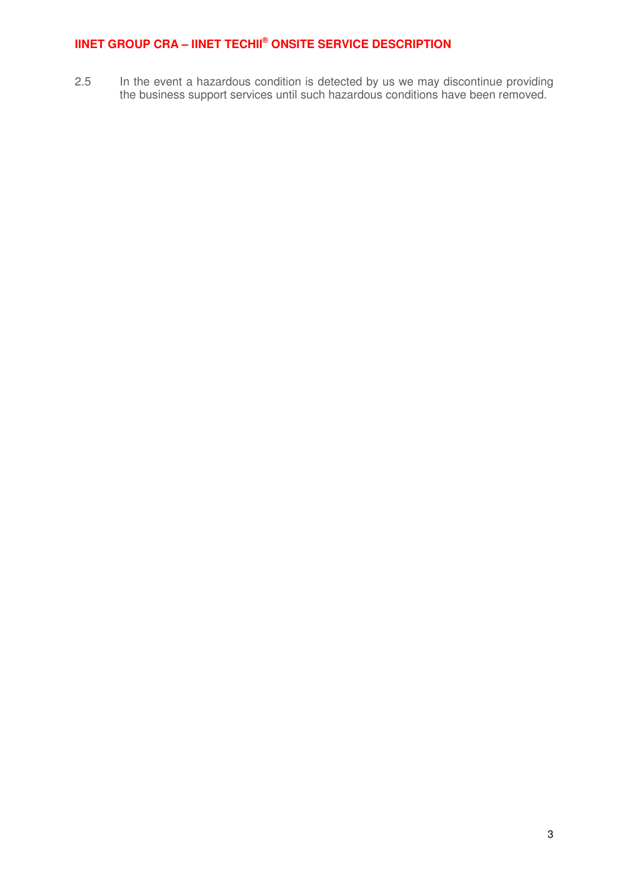2.5 In the event a hazardous condition is detected by us we may discontinue providing the business support services until such hazardous conditions have been removed.